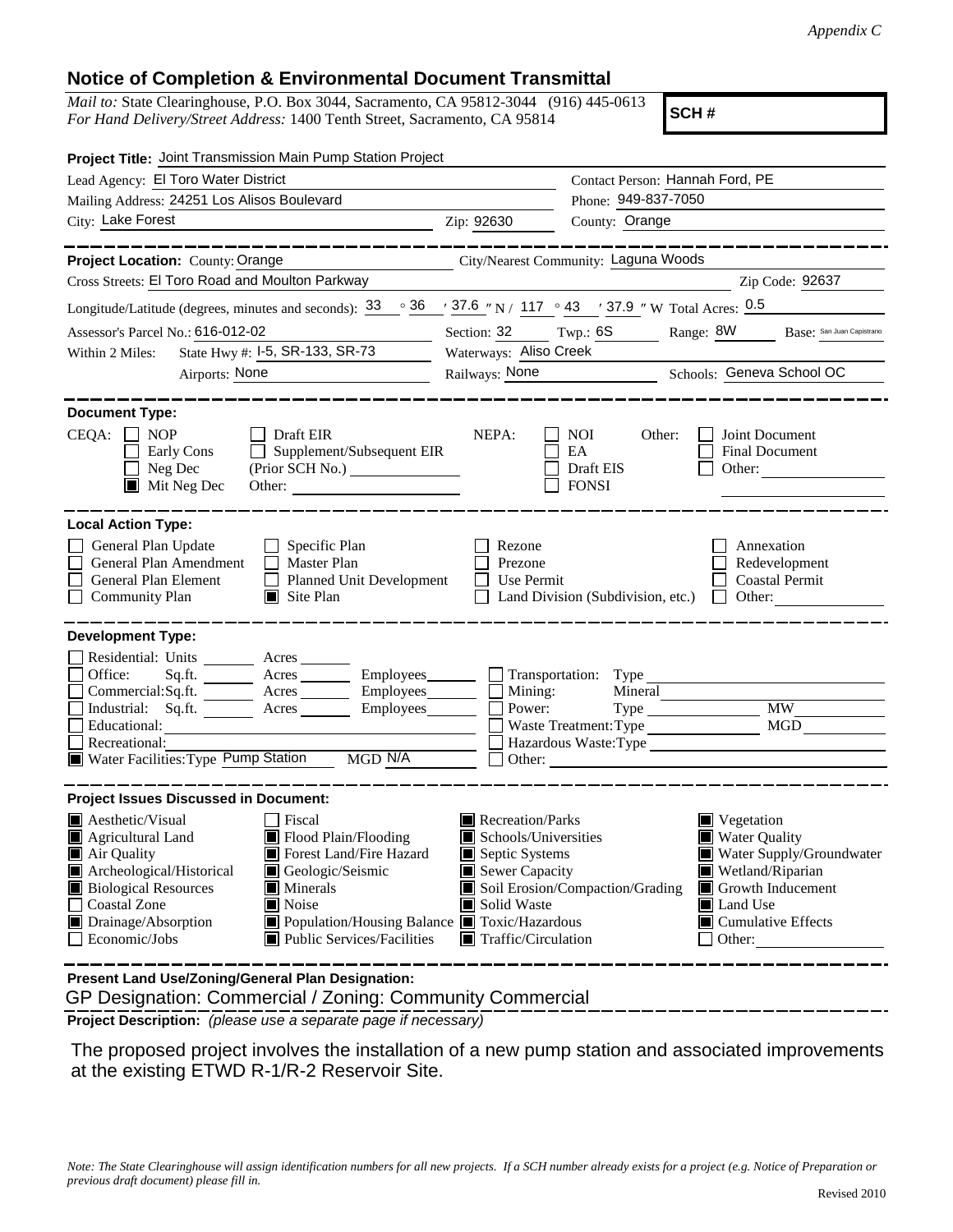*Appendix C*

## Notice of Completion & Environmental Document Transmittal

*Mail to:* State Clearinghouse, P.O. Box 3044, Sacramento, CA 95812-3044 (916) 445-0613
*For Hand Delivery/Street Address:* 1400 Tenth Street, Sacramento, CA 95814

**SCH #**

**Project Title:** Joint Transmission Main Pump Station Project

Lead Agency: El Toro Water District
Contact Person: Hannah Ford, PE
Mailing Address: 24251 Los Alisos Boulevard
Phone: 949-837-7050
City: Lake Forest
Zip: 92630
County: Orange

---

**Project Location:** County: Orange
City/Nearest Community: Laguna Woods
Cross Streets: El Toro Road and Moulton Parkway
Zip Code: 92637
Longitude/Latitude (degrees, minutes and seconds): 33 ° 36 ′ 37.6 ″ N / 117 ° 43 ′ 37.9 ″ W Total Acres: 0.5
Assessor's Parcel No.: 616-012-02
Section: 32 Twp.: 6S Range: 8W Base: San Juan Capistrano
Within 2 Miles: State Hwy #: I-5, SR-133, SR-73
Waterways: Aliso Creek
Airports: None
Railways: None
Schools: Geneva School OC

---

**Document Type:**

CEQA:
- ☐ NOP
- ☐ Early Cons
- ☐ Neg Dec
- ■ Mit Neg Dec
- ☐ Draft EIR
- ☐ Supplement/Subsequent EIR (Prior SCH No.) ________
- Other: ________

NEPA:
- ☐ NOI
- ☐ EA
- ☐ Draft EIS
- ☐ FONSI

Other:
- ☐ Joint Document
- ☐ Final Document
- ☐ Other: ________

---

**Local Action Type:**

- ☐ General Plan Update
- ☐ General Plan Amendment
- ☐ General Plan Element
- ☐ Community Plan
- ☐ Specific Plan
- ☐ Master Plan
- ☐ Planned Unit Development
- ■ Site Plan
- ☐ Rezone
- ☐ Prezone
- ☐ Use Permit
- ☐ Land Division (Subdivision, etc.)
- ☐ Annexation
- ☐ Redevelopment
- ☐ Coastal Permit
- ☐ Other: ________

---

**Development Type:**

- ☐ Residential: Units ____ Acres ____
- ☐ Office: Sq.ft. ____ Acres ____ Employees ____
- ☐ Commercial: Sq.ft. ____ Acres ____ Employees ____
- ☐ Industrial: Sq.ft. ____ Acres ____ Employees ____
- ☐ Educational: ________
- ☐ Recreational: ________
- ■ Water Facilities: Type Pump Station MGD N/A
- ☐ Transportation: Type ________
- ☐ Mining: Mineral ________
- ☐ Power: Type ________ MW ____
- ☐ Waste Treatment: Type ________ MGD ____
- ☐ Hazardous Waste: Type ________
- ☐ Other: ________

---

**Project Issues Discussed in Document:**

- ■ Aesthetic/Visual
- ■ Agricultural Land
- ■ Air Quality
- ■ Archeological/Historical
- ■ Biological Resources
- ☐ Coastal Zone
- ■ Drainage/Absorption
- ☐ Economic/Jobs
- ☐ Fiscal
- ■ Flood Plain/Flooding
- ■ Forest Land/Fire Hazard
- ■ Geologic/Seismic
- ■ Minerals
- ■ Noise
- ■ Population/Housing Balance
- ■ Public Services/Facilities
- ■ Recreation/Parks
- ■ Schools/Universities
- ■ Septic Systems
- ■ Sewer Capacity
- ■ Soil Erosion/Compaction/Grading
- ■ Solid Waste
- ■ Toxic/Hazardous
- ■ Traffic/Circulation
- ■ Vegetation
- ■ Water Quality
- ■ Water Supply/Groundwater
- ■ Wetland/Riparian
- ■ Growth Inducement
- ■ Land Use
- ■ Cumulative Effects
- ☐ Other: ________

---

**Present Land Use/Zoning/General Plan Designation:**

GP Designation: Commercial / Zoning: Community Commercial

**Project Description:** *(please use a separate page if necessary)*

The proposed project involves the installation of a new pump station and associated improvements at the existing ETWD R-1/R-2 Reservoir Site.

*Note: The State Clearinghouse will assign identification numbers for all new projects. If a SCH number already exists for a project (e.g. Notice of Preparation or previous draft document) please fill in.*

Revised 2010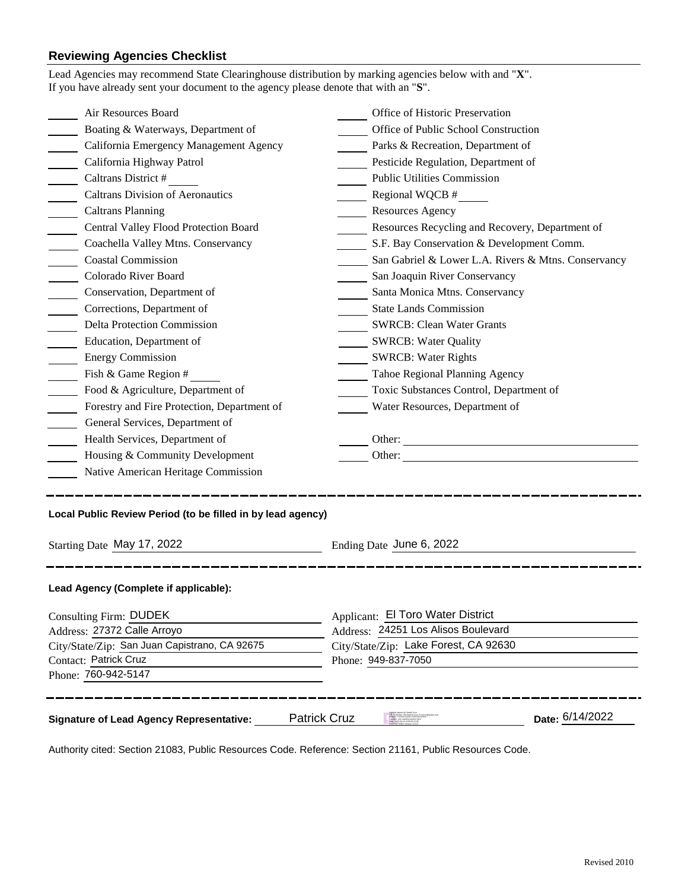## Reviewing Agencies Checklist

Lead Agencies may recommend State Clearinghouse distribution by marking agencies below with and "**X**".
If you have already sent your document to the agency please denote that with an "**S**".

| | | | |
|---|---|---|---|
| ____ | Air Resources Board | ____ | Office of Historic Preservation |
| ____ | Boating & Waterways, Department of | ____ | Office of Public School Construction |
| ____ | California Emergency Management Agency | ____ | Parks & Recreation, Department of |
| ____ | California Highway Patrol | ____ | Pesticide Regulation, Department of |
| ____ | Caltrans District # ____ | ____ | Public Utilities Commission |
| ____ | Caltrans Division of Aeronautics | ____ | Regional WQCB # ____ |
| ____ | Caltrans Planning | ____ | Resources Agency |
| ____ | Central Valley Flood Protection Board | ____ | Resources Recycling and Recovery, Department of |
| ____ | Coachella Valley Mtns. Conservancy | ____ | S.F. Bay Conservation & Development Comm. |
| ____ | Coastal Commission | ____ | San Gabriel & Lower L.A. Rivers & Mtns. Conservancy |
| ____ | Colorado River Board | ____ | San Joaquin River Conservancy |
| ____ | Conservation, Department of | ____ | Santa Monica Mtns. Conservancy |
| ____ | Corrections, Department of | ____ | State Lands Commission |
| ____ | Delta Protection Commission | ____ | SWRCB: Clean Water Grants |
| ____ | Education, Department of | ____ | SWRCB: Water Quality |
| ____ | Energy Commission | ____ | SWRCB: Water Rights |
| ____ | Fish & Game Region # ____ | ____ | Tahoe Regional Planning Agency |
| ____ | Food & Agriculture, Department of | ____ | Toxic Substances Control, Department of |
| ____ | Forestry and Fire Protection, Department of | ____ | Water Resources, Department of |
| ____ | General Services, Department of | | |
| ____ | Health Services, Department of | ____ | Other: ____ |
| ____ | Housing & Community Development | ____ | Other: ____ |
| ____ | Native American Heritage Commission | | |

---

**Local Public Review Period (to be filled in by lead agency)**

Starting Date May 17, 2022 Ending Date June 6, 2022

---

**Lead Agency (Complete if applicable):**

| | |
|---|---|
| Consulting Firm: DUDEK | Applicant: El Toro Water District |
| Address: 27372 Calle Arroyo | Address: 24251 Los Alisos Boulevard |
| City/State/Zip: San Juan Capistrano, CA 92675 | City/State/Zip: Lake Forest, CA 92630 |
| Contact: Patrick Cruz | Phone: 949-837-7050 |
| Phone: 760-942-5147 | |

---

**Signature of Lead Agency Representative:** Patrick Cruz **Date:** 6/14/2022

Authority cited: Section 21083, Public Resources Code. Reference: Section 21161, Public Resources Code.

Revised 2010